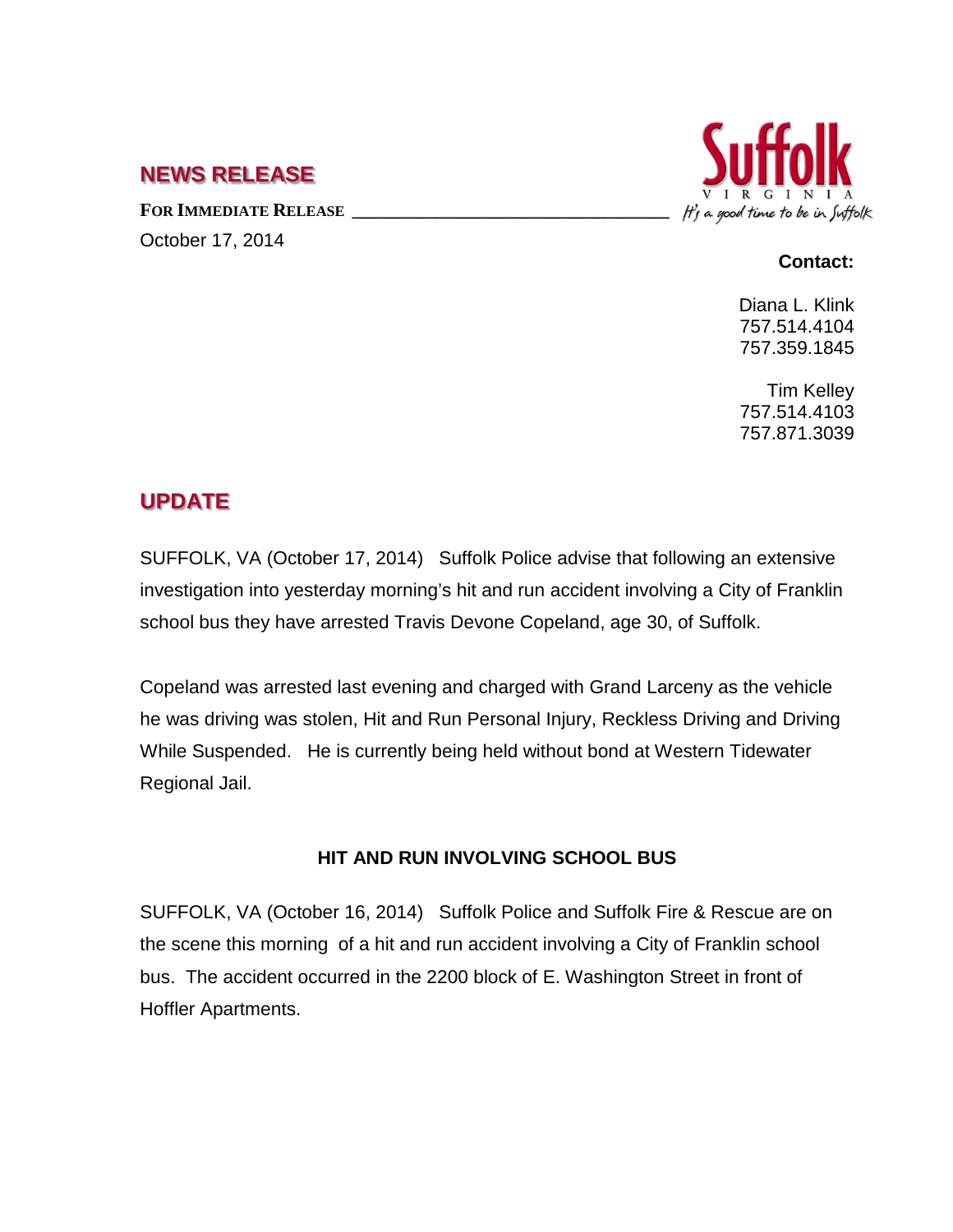## NEWS RELEASE

Suffolk
VIRGINIA
*It's a good time to be in Suffolk*

**FOR IMMEDIATE RELEASE**

October 17, 2014

**Contact:**

Diana L. Klink
757.514.4104
757.359.1845

Tim Kelley
757.514.4103
757.871.3039

## UPDATE

SUFFOLK, VA (October 17, 2014) Suffolk Police advise that following an extensive investigation into yesterday morning's hit and run accident involving a City of Franklin school bus they have arrested Travis Devone Copeland, age 30, of Suffolk.

Copeland was arrested last evening and charged with Grand Larceny as the vehicle he was driving was stolen, Hit and Run Personal Injury, Reckless Driving and Driving While Suspended. He is currently being held without bond at Western Tidewater Regional Jail.

### HIT AND RUN INVOLVING SCHOOL BUS

SUFFOLK, VA (October 16, 2014) Suffolk Police and Suffolk Fire & Rescue are on the scene this morning of a hit and run accident involving a City of Franklin school bus. The accident occurred in the 2200 block of E. Washington Street in front of Hoffler Apartments.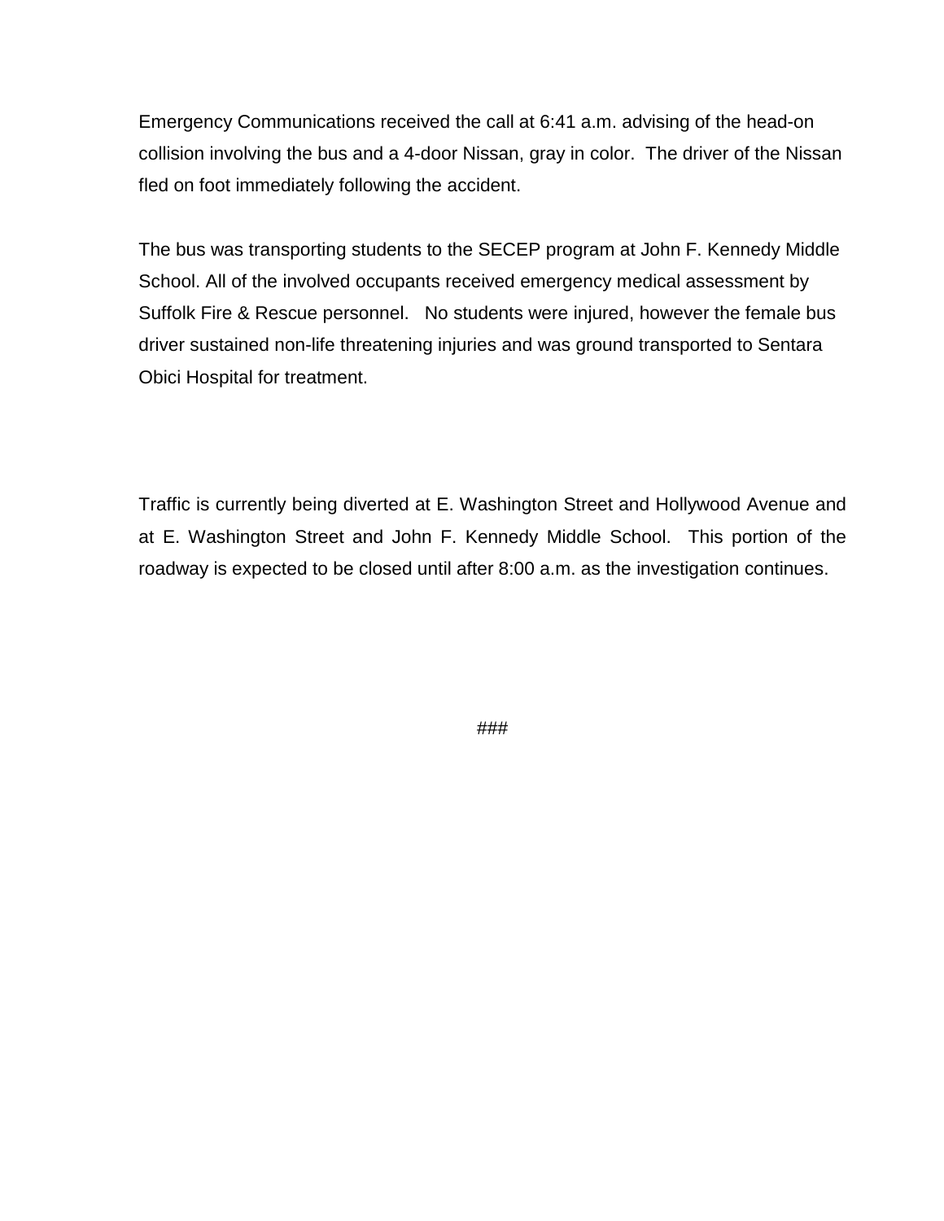Emergency Communications received the call at 6:41 a.m. advising of the head-on collision involving the bus and a 4-door Nissan, gray in color. The driver of the Nissan fled on foot immediately following the accident.

The bus was transporting students to the SECEP program at John F. Kennedy Middle School. All of the involved occupants received emergency medical assessment by Suffolk Fire & Rescue personnel. No students were injured, however the female bus driver sustained non-life threatening injuries and was ground transported to Sentara Obici Hospital for treatment.

Traffic is currently being diverted at E. Washington Street and Hollywood Avenue and at E. Washington Street and John F. Kennedy Middle School. This portion of the roadway is expected to be closed until after 8:00 a.m. as the investigation continues.

###